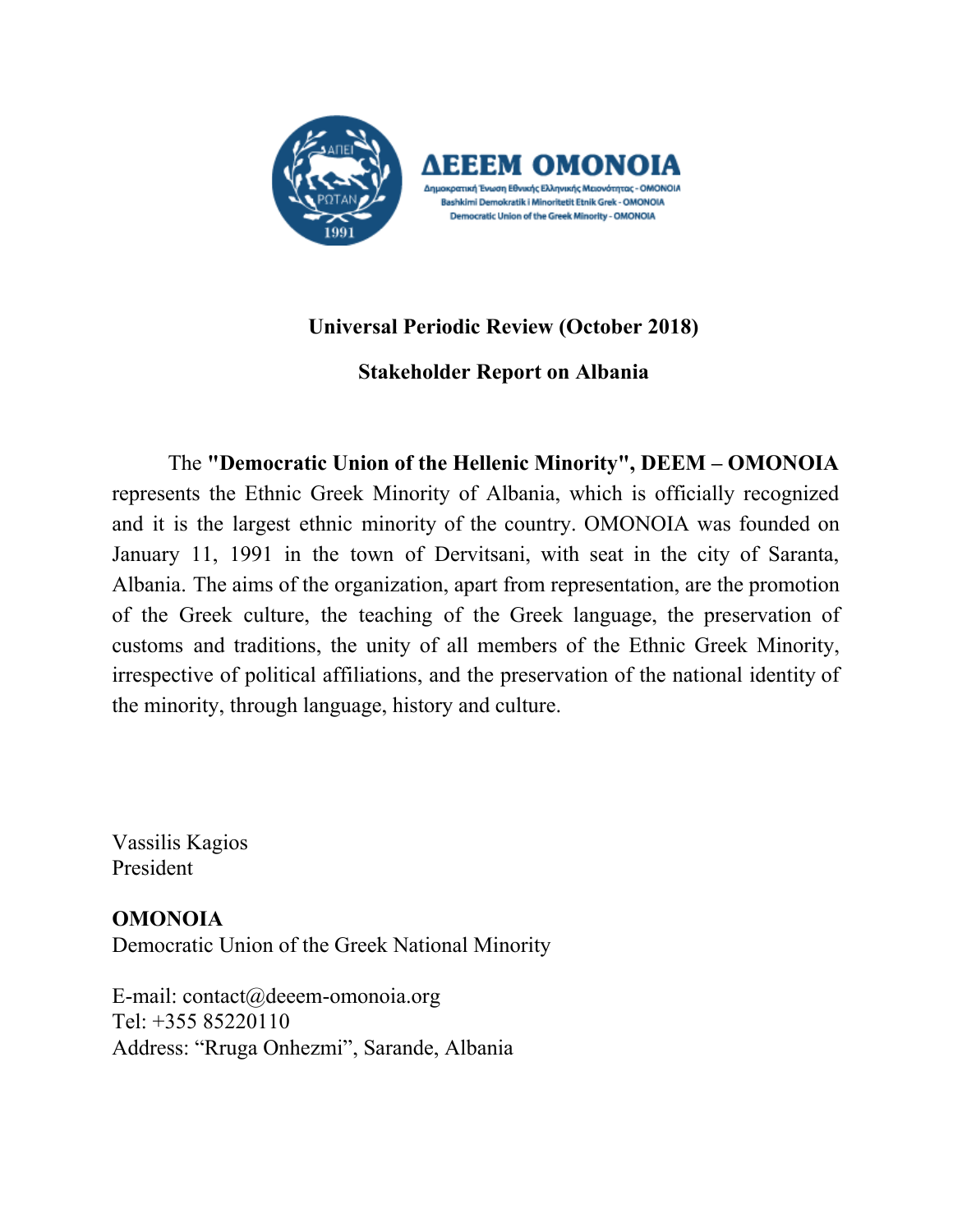ΔΕΕΕΜ OMONOIA

Δημοκρατική Ένωση Εθνικής Ελληνικής Μειονότητας - OMONOIA

Bashkimi Demokratik i Minoritetit Etnik Grek - OMONOIA

Democratic Union of the Greek Minority - OMONOIA

**Universal Periodic Review (October 2018)**

**Stakeholder Report on Albania**

The **"Democratic Union of the Hellenic Minority", DEEM – OMONOIA** represents the Ethnic Greek Minority of Albania, which is officially recognized and it is the largest ethnic minority of the country. OMONOIA was founded on January 11, 1991 in the town of Dervitsani, with seat in the city of Saranta, Albania. The aims of the organization, apart from representation, are the promotion of the Greek culture, the teaching of the Greek language, the preservation of customs and traditions, the unity of all members of the Ethnic Greek Minority, irrespective of political affiliations, and the preservation of the national identity of the minority, through language, history and culture.

Vassilis Kagios
President

**OMONOIA**
Democratic Union of the Greek National Minority

E-mail: contact@deeem-omonoia.org
Tel: +355 85220110
Address: "Rruga Onhezmi", Sarande, Albania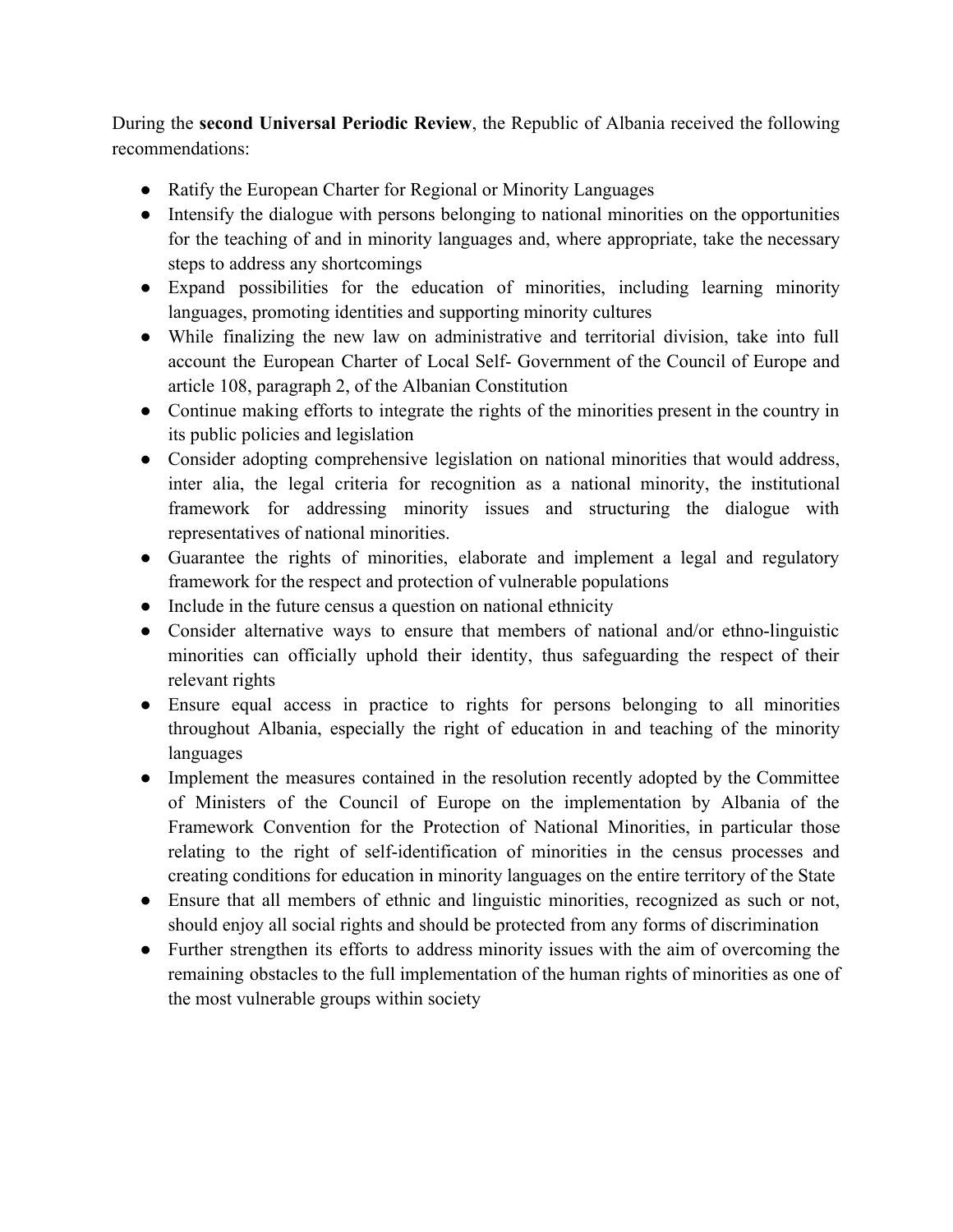During the **second Universal Periodic Review**, the Republic of Albania received the following recommendations:

- Ratify the European Charter for Regional or Minority Languages
- Intensify the dialogue with persons belonging to national minorities on the opportunities for the teaching of and in minority languages and, where appropriate, take the necessary steps to address any shortcomings
- Expand possibilities for the education of minorities, including learning minority languages, promoting identities and supporting minority cultures
- While finalizing the new law on administrative and territorial division, take into full account the European Charter of Local Self- Government of the Council of Europe and article 108, paragraph 2, of the Albanian Constitution
- Continue making efforts to integrate the rights of the minorities present in the country in its public policies and legislation
- Consider adopting comprehensive legislation on national minorities that would address, inter alia, the legal criteria for recognition as a national minority, the institutional framework for addressing minority issues and structuring the dialogue with representatives of national minorities.
- Guarantee the rights of minorities, elaborate and implement a legal and regulatory framework for the respect and protection of vulnerable populations
- Include in the future census a question on national ethnicity
- Consider alternative ways to ensure that members of national and/or ethno-linguistic minorities can officially uphold their identity, thus safeguarding the respect of their relevant rights
- Ensure equal access in practice to rights for persons belonging to all minorities throughout Albania, especially the right of education in and teaching of the minority languages
- Implement the measures contained in the resolution recently adopted by the Committee of Ministers of the Council of Europe on the implementation by Albania of the Framework Convention for the Protection of National Minorities, in particular those relating to the right of self-identification of minorities in the census processes and creating conditions for education in minority languages on the entire territory of the State
- Ensure that all members of ethnic and linguistic minorities, recognized as such or not, should enjoy all social rights and should be protected from any forms of discrimination
- Further strengthen its efforts to address minority issues with the aim of overcoming the remaining obstacles to the full implementation of the human rights of minorities as one of the most vulnerable groups within society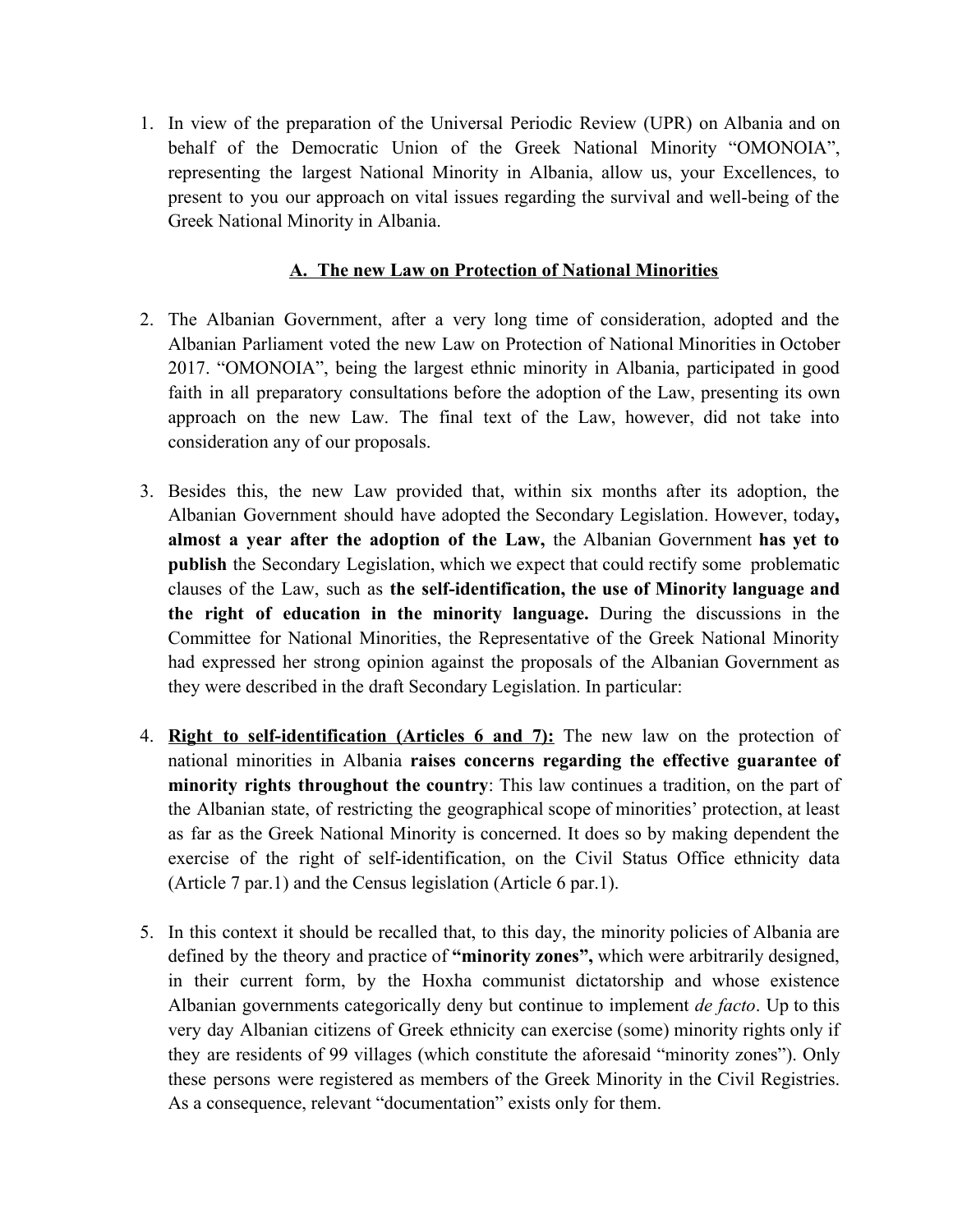1. In view of the preparation of the Universal Periodic Review (UPR) on Albania and on behalf of the Democratic Union of the Greek National Minority "OMONOIA", representing the largest National Minority in Albania, allow us, your Excellences, to present to you our approach on vital issues regarding the survival and well-being of the Greek National Minority in Albania.

## A. The new Law on Protection of National Minorities

2. The Albanian Government, after a very long time of consideration, adopted and the Albanian Parliament voted the new Law on Protection of National Minorities in October 2017. "OMONOIA", being the largest ethnic minority in Albania, participated in good faith in all preparatory consultations before the adoption of the Law, presenting its own approach on the new Law. The final text of the Law, however, did not take into consideration any of our proposals.

3. Besides this, the new Law provided that, within six months after its adoption, the Albanian Government should have adopted the Secondary Legislation. However, today**, almost a year after the adoption of the Law,** the Albanian Government **has yet to publish** the Secondary Legislation, which we expect that could rectify some problematic clauses of the Law, such as **the self-identification, the use of Minority language and the right of education in the minority language.** During the discussions in the Committee for National Minorities, the Representative of the Greek National Minority had expressed her strong opinion against the proposals of the Albanian Government as they were described in the draft Secondary Legislation. In particular:

4. **Right to self-identification (Articles 6 and 7):** The new law on the protection of national minorities in Albania **raises concerns regarding the effective guarantee of minority rights throughout the country**: This law continues a tradition, on the part of the Albanian state, of restricting the geographical scope of minorities' protection, at least as far as the Greek National Minority is concerned. It does so by making dependent the exercise of the right of self-identification, on the Civil Status Office ethnicity data (Article 7 par.1) and the Census legislation (Article 6 par.1).

5. In this context it should be recalled that, to this day, the minority policies of Albania are defined by the theory and practice of **"minority zones",** which were arbitrarily designed, in their current form, by the Hoxha communist dictatorship and whose existence Albanian governments categorically deny but continue to implement *de facto*. Up to this very day Albanian citizens of Greek ethnicity can exercise (some) minority rights only if they are residents of 99 villages (which constitute the aforesaid "minority zones"). Only these persons were registered as members of the Greek Minority in the Civil Registries. As a consequence, relevant "documentation" exists only for them.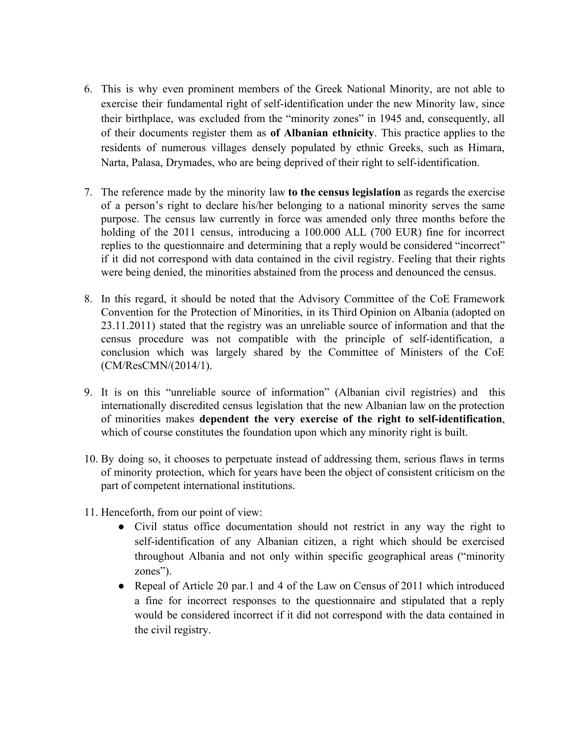6. This is why even prominent members of the Greek National Minority, are not able to exercise their fundamental right of self-identification under the new Minority law, since their birthplace, was excluded from the "minority zones" in 1945 and, consequently, all of their documents register them as **of Albanian ethnicity**. This practice applies to the residents of numerous villages densely populated by ethnic Greeks, such as Himara, Narta, Palasa, Drymades, who are being deprived of their right to self-identification.

7. The reference made by the minority law **to the census legislation** as regards the exercise of a person's right to declare his/her belonging to a national minority serves the same purpose. The census law currently in force was amended only three months before the holding of the 2011 census, introducing a 100.000 ALL (700 EUR) fine for incorrect replies to the questionnaire and determining that a reply would be considered "incorrect" if it did not correspond with data contained in the civil registry. Feeling that their rights were being denied, the minorities abstained from the process and denounced the census.

8. In this regard, it should be noted that the Advisory Committee of the CoE Framework Convention for the Protection of Minorities, in its Third Opinion on Albania (adopted on 23.11.2011) stated that the registry was an unreliable source of information and that the census procedure was not compatible with the principle of self-identification, a conclusion which was largely shared by the Committee of Ministers of the CoE (CM/ResCMN/(2014/1).

9. It is on this "unreliable source of information" (Albanian civil registries) and this internationally discredited census legislation that the new Albanian law on the protection of minorities makes **dependent the very exercise of the right to self-identification**, which of course constitutes the foundation upon which any minority right is built.

10. By doing so, it chooses to perpetuate instead of addressing them, serious flaws in terms of minority protection, which for years have been the object of consistent criticism on the part of competent international institutions.

11. Henceforth, from our point of view:
    - Civil status office documentation should not restrict in any way the right to self-identification of any Albanian citizen, a right which should be exercised throughout Albania and not only within specific geographical areas ("minority zones").
    - Repeal of Article 20 par.1 and 4 of the Law on Census of 2011 which introduced a fine for incorrect responses to the questionnaire and stipulated that a reply would be considered incorrect if it did not correspond with the data contained in the civil registry.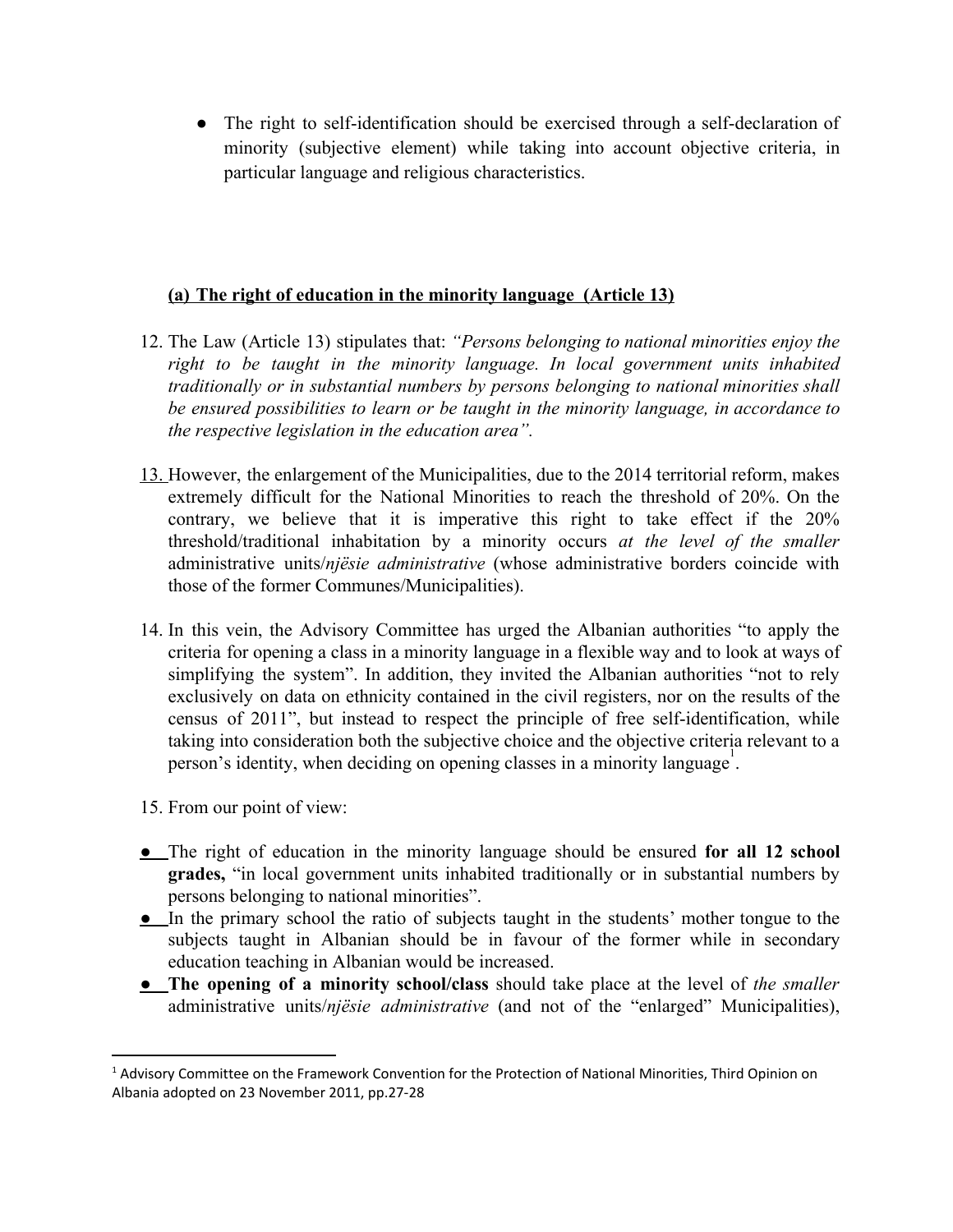- The right to self-identification should be exercised through a self-declaration of minority (subjective element) while taking into account objective criteria, in particular language and religious characteristics.

### (a) The right of education in the minority language (Article 13)

12. The Law (Article 13) stipulates that: *"Persons belonging to national minorities enjoy the right to be taught in the minority language. In local government units inhabited traditionally or in substantial numbers by persons belonging to national minorities shall be ensured possibilities to learn or be taught in the minority language, in accordance to the respective legislation in the education area".*

13. However, the enlargement of the Municipalities, due to the 2014 territorial reform, makes extremely difficult for the National Minorities to reach the threshold of 20%. On the contrary, we believe that it is imperative this right to take effect if the 20% threshold/traditional inhabitation by a minority occurs *at the level of the smaller* administrative units/*njësie administrative* (whose administrative borders coincide with those of the former Communes/Municipalities).

14. In this vein, the Advisory Committee has urged the Albanian authorities "to apply the criteria for opening a class in a minority language in a flexible way and to look at ways of simplifying the system". In addition, they invited the Albanian authorities "not to rely exclusively on data on ethnicity contained in the civil registers, nor on the results of the census of 2011", but instead to respect the principle of free self-identification, while taking into consideration both the subjective choice and the objective criteria relevant to a person's identity, when deciding on opening classes in a minority language[1].

15. From our point of view:

- The right of education in the minority language should be ensured **for all 12 school grades,** "in local government units inhabited traditionally or in substantial numbers by persons belonging to national minorities".
- In the primary school the ratio of subjects taught in the students' mother tongue to the subjects taught in Albanian should be in favour of the former while in secondary education teaching in Albanian would be increased.
- **The opening of a minority school/class** should take place at the level of *the smaller* administrative units/*njësie administrative* (and not of the "enlarged" Municipalities),

---

[1] Advisory Committee on the Framework Convention for the Protection of National Minorities, Third Opinion on Albania adopted on 23 November 2011, pp.27-28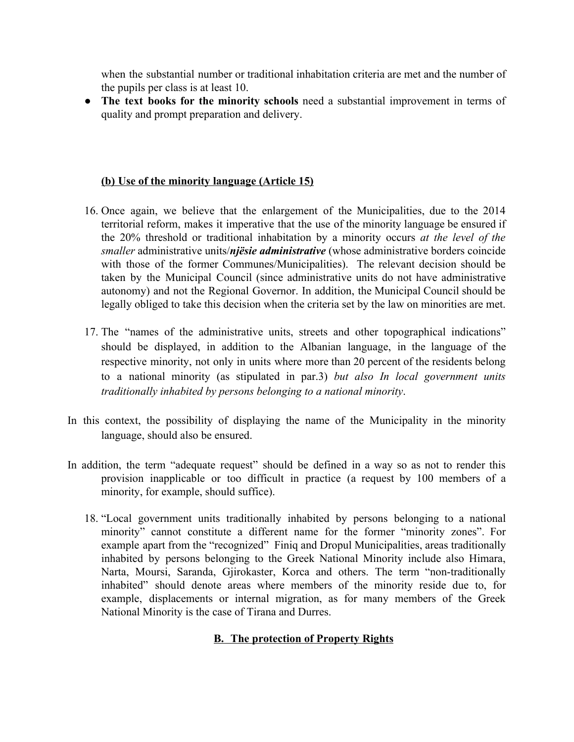when the substantial number or traditional inhabitation criteria are met and the number of the pupils per class is at least 10.

- **The text books for the minority schools** need a substantial improvement in terms of quality and prompt preparation and delivery.

**(b) Use of the minority language (Article 15)**

16. Once again, we believe that the enlargement of the Municipalities, due to the 2014 territorial reform, makes it imperative that the use of the minority language be ensured if the 20% threshold or traditional inhabitation by a minority occurs *at the level of the smaller* administrative units/***njësie administrative*** (whose administrative borders coincide with those of the former Communes/Municipalities). The relevant decision should be taken by the Municipal Council (since administrative units do not have administrative autonomy) and not the Regional Governor. In addition, the Municipal Council should be legally obliged to take this decision when the criteria set by the law on minorities are met.

17. The "names of the administrative units, streets and other topographical indications" should be displayed, in addition to the Albanian language, in the language of the respective minority, not only in units where more than 20 percent of the residents belong to a national minority (as stipulated in par.3) *but also In local government units traditionally inhabited by persons belonging to a national minority*.

In this context, the possibility of displaying the name of the Municipality in the minority language, should also be ensured.

In addition, the term "adequate request" should be defined in a way so as not to render this provision inapplicable or too difficult in practice (a request by 100 members of a minority, for example, should suffice).

18. "Local government units traditionally inhabited by persons belonging to a national minority" cannot constitute a different name for the former "minority zones". For example apart from the "recognized" Finiq and Dropul Municipalities, areas traditionally inhabited by persons belonging to the Greek National Minority include also Himara, Narta, Moursi, Saranda, Gjirokaster, Korca and others. The term "non-traditionally inhabited" should denote areas where members of the minority reside due to, for example, displacements or internal migration, as for many members of the Greek National Minority is the case of Tirana and Durres.

## B. The protection of Property Rights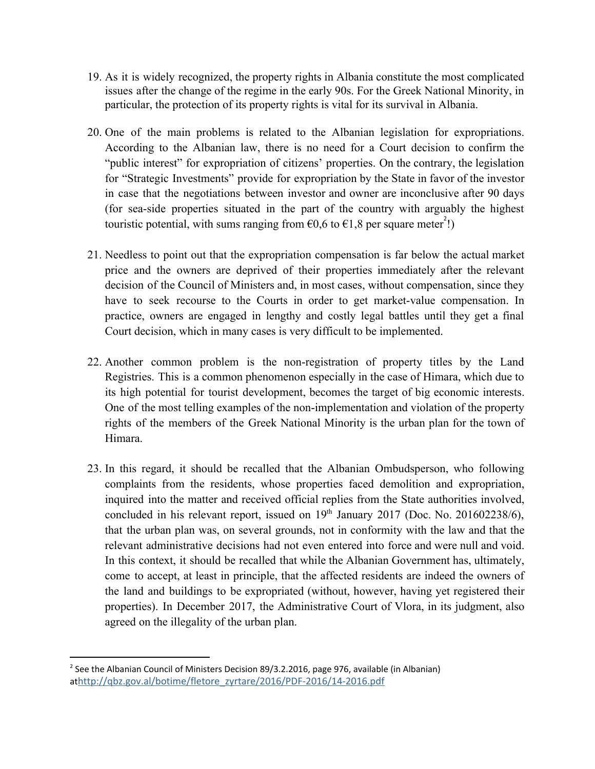19. As it is widely recognized, the property rights in Albania constitute the most complicated issues after the change of the regime in the early 90s. For the Greek National Minority, in particular, the protection of its property rights is vital for its survival in Albania.

20. One of the main problems is related to the Albanian legislation for expropriations. According to the Albanian law, there is no need for a Court decision to confirm the "public interest" for expropriation of citizens' properties. On the contrary, the legislation for "Strategic Investments" provide for expropriation by the State in favor of the investor in case that the negotiations between investor and owner are inconclusive after 90 days (for sea-side properties situated in the part of the country with arguably the highest touristic potential, with sums ranging from €0,6 to €1,8 per square meter[2]!)

21. Needless to point out that the expropriation compensation is far below the actual market price and the owners are deprived of their properties immediately after the relevant decision of the Council of Ministers and, in most cases, without compensation, since they have to seek recourse to the Courts in order to get market-value compensation. In practice, owners are engaged in lengthy and costly legal battles until they get a final Court decision, which in many cases is very difficult to be implemented.

22. Another common problem is the non-registration of property titles by the Land Registries. This is a common phenomenon especially in the case of Himara, which due to its high potential for tourist development, becomes the target of big economic interests. One of the most telling examples of the non-implementation and violation of the property rights of the members of the Greek National Minority is the urban plan for the town of Himara.

23. In this regard, it should be recalled that the Albanian Ombudsperson, who following complaints from the residents, whose properties faced demolition and expropriation, inquired into the matter and received official replies from the State authorities involved, concluded in his relevant report, issued on 19th January 2017 (Doc. No. 201602238/6), that the urban plan was, on several grounds, not in conformity with the law and that the relevant administrative decisions had not even entered into force and were null and void. In this context, it should be recalled that while the Albanian Government has, ultimately, come to accept, at least in principle, that the affected residents are indeed the owners of the land and buildings to be expropriated (without, however, having yet registered their properties). In December 2017, the Administrative Court of Vlora, in its judgment, also agreed on the illegality of the urban plan.

---

[2] See the Albanian Council of Ministers Decision 89/3.2.2016, page 976, available (in Albanian) athttp://qbz.gov.al/botime/fletore_zyrtare/2016/PDF-2016/14-2016.pdf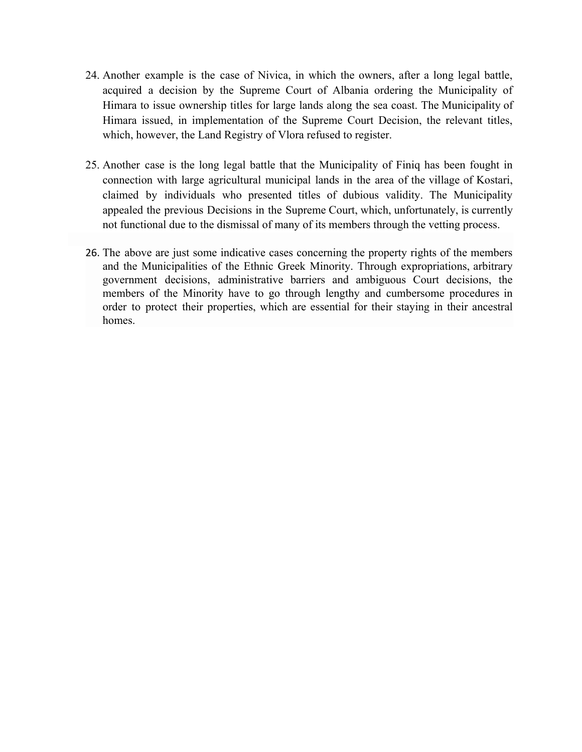24. Another example is the case of Nivica, in which the owners, after a long legal battle, acquired a decision by the Supreme Court of Albania ordering the Municipality of Himara to issue ownership titles for large lands along the sea coast. The Municipality of Himara issued, in implementation of the Supreme Court Decision, the relevant titles, which, however, the Land Registry of Vlora refused to register.

25. Another case is the long legal battle that the Municipality of Finiq has been fought in connection with large agricultural municipal lands in the area of the village of Kostari, claimed by individuals who presented titles of dubious validity. The Municipality appealed the previous Decisions in the Supreme Court, which, unfortunately, is currently not functional due to the dismissal of many of its members through the vetting process.

26. The above are just some indicative cases concerning the property rights of the members and the Municipalities of the Ethnic Greek Minority. Through expropriations, arbitrary government decisions, administrative barriers and ambiguous Court decisions, the members of the Minority have to go through lengthy and cumbersome procedures in order to protect their properties, which are essential for their staying in their ancestral homes.